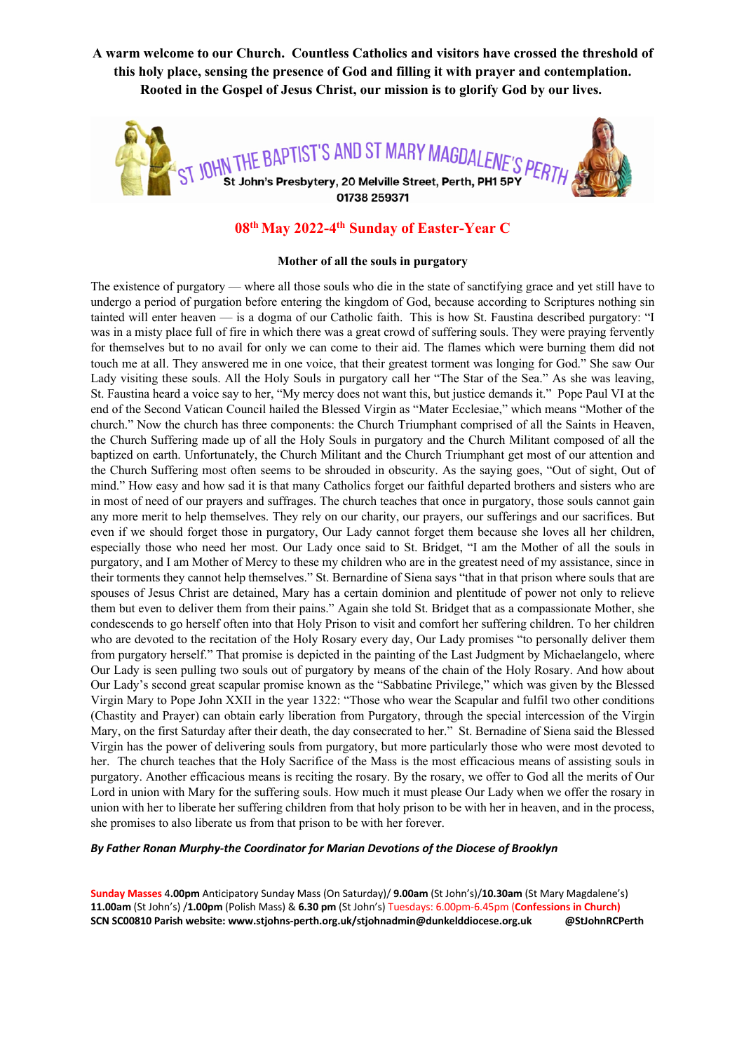**A warm welcome to our Church. Countless Catholics and visitors have crossed the threshold of this holy place, sensing the presence of God and filling it with prayer and contemplation. Rooted in the Gospel of Jesus Christ, our mission is to glorify God by our lives.**

# ST JOHN THE BAPTIST'S AND ST MARY MAGDALENE'S PERTH

**St John's Presbytery, 20 Melville Street, Perth, PH1 5PY**
**01738 259371**

## 08th May 2022-4th Sunday of Easter-Year C

### Mother of all the souls in purgatory

The existence of purgatory — where all those souls who die in the state of sanctifying grace and yet still have to undergo a period of purgation before entering the kingdom of God, because according to Scriptures nothing sin tainted will enter heaven — is a dogma of our Catholic faith. This is how St. Faustina described purgatory: "I was in a misty place full of fire in which there was a great crowd of suffering souls. They were praying fervently for themselves but to no avail for only we can come to their aid. The flames which were burning them did not touch me at all. They answered me in one voice, that their greatest torment was longing for God." She saw Our Lady visiting these souls. All the Holy Souls in purgatory call her "The Star of the Sea." As she was leaving, St. Faustina heard a voice say to her, "My mercy does not want this, but justice demands it." Pope Paul VI at the end of the Second Vatican Council hailed the Blessed Virgin as "Mater Ecclesiae," which means "Mother of the church." Now the church has three components: the Church Triumphant comprised of all the Saints in Heaven, the Church Suffering made up of all the Holy Souls in purgatory and the Church Militant composed of all the baptized on earth. Unfortunately, the Church Militant and the Church Triumphant get most of our attention and the Church Suffering most often seems to be shrouded in obscurity. As the saying goes, "Out of sight, Out of mind." How easy and how sad it is that many Catholics forget our faithful departed brothers and sisters who are in most of need of our prayers and suffrages. The church teaches that once in purgatory, those souls cannot gain any more merit to help themselves. They rely on our charity, our prayers, our sufferings and our sacrifices. But even if we should forget those in purgatory, Our Lady cannot forget them because she loves all her children, especially those who need her most. Our Lady once said to St. Bridget, "I am the Mother of all the souls in purgatory, and I am Mother of Mercy to these my children who are in the greatest need of my assistance, since in their torments they cannot help themselves." St. Bernardine of Siena says "that in that prison where souls that are spouses of Jesus Christ are detained, Mary has a certain dominion and plentitude of power not only to relieve them but even to deliver them from their pains." Again she told St. Bridget that as a compassionate Mother, she condescends to go herself often into that Holy Prison to visit and comfort her suffering children. To her children who are devoted to the recitation of the Holy Rosary every day, Our Lady promises "to personally deliver them from purgatory herself." That promise is depicted in the painting of the Last Judgment by Michaelangelo, where Our Lady is seen pulling two souls out of purgatory by means of the chain of the Holy Rosary. And how about Our Lady's second great scapular promise known as the "Sabbatine Privilege," which was given by the Blessed Virgin Mary to Pope John XXII in the year 1322: "Those who wear the Scapular and fulfil two other conditions (Chastity and Prayer) can obtain early liberation from Purgatory, through the special intercession of the Virgin Mary, on the first Saturday after their death, the day consecrated to her." St. Bernadine of Siena said the Blessed Virgin has the power of delivering souls from purgatory, but more particularly those who were most devoted to her. The church teaches that the Holy Sacrifice of the Mass is the most efficacious means of assisting souls in purgatory. Another efficacious means is reciting the rosary. By the rosary, we offer to God all the merits of Our Lord in union with Mary for the suffering souls. How much it must please Our Lady when we offer the rosary in union with her to liberate her suffering children from that holy prison to be with her in heaven, and in the process, she promises to also liberate us from that prison to be with her forever.

***By Father Ronan Murphy-the Coordinator for Marian Devotions of the Diocese of Brooklyn***

**Sunday Masses** 4.**00pm** Anticipatory Sunday Mass (On Saturday)/ **9.00am** (St John's)/**10.30am** (St Mary Magdalene's) **11.00am** (St John's) /**1.00pm** (Polish Mass) & **6.30 pm** (St John's) Tuesdays: 6.00pm-6.45pm (**Confessions in Church)**
**SCN SC00810 Parish website: www.stjohns-perth.org.uk/stjohnadmin@dunkelddiocese.org.uk @StJohnRCPerth**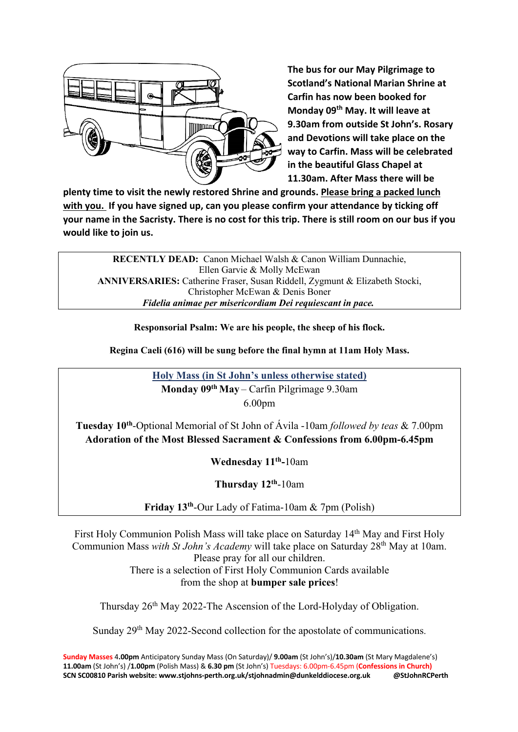**The bus for our May Pilgrimage to Scotland's National Marian Shrine at Carfin has now been booked for Monday 09th May. It will leave at 9.30am from outside St John's. Rosary and Devotions will take place on the way to Carfin. Mass will be celebrated in the beautiful Glass Chapel at 11.30am. After Mass there will be plenty time to visit the newly restored Shrine and grounds. <u>Please bring a packed lunch with you.</u> If you have signed up, can you please confirm your attendance by ticking off your name in the Sacristy. There is no cost for this trip. There is still room on our bus if you would like to join us.**

**RECENTLY DEAD:** Canon Michael Walsh & Canon William Dunnachie, Ellen Garvie & Molly McEwan
**ANNIVERSARIES:** Catherine Fraser, Susan Riddell, Zygmunt & Elizabeth Stocki, Christopher McEwan & Denis Boner
***Fidelia animae per misericordiam Dei requiescant in pace.***

**Responsorial Psalm: We are his people, the sheep of his flock.**

**Regina Caeli (616) will be sung before the final hymn at 11am Holy Mass.**

**<u>Holy Mass (in St John's unless otherwise stated)</u>**

**Monday 09th May** – Carfin Pilgrimage 9.30am
6.00pm

**Tuesday 10th**-Optional Memorial of St John of Ávila -10am *followed by teas* & 7.00pm
**Adoration of the Most Blessed Sacrament & Confessions from 6.00pm-6.45pm**

**Wednesday 11th**-10am

**Thursday 12th**-10am

**Friday 13th**-Our Lady of Fatima-10am & 7pm (Polish)

First Holy Communion Polish Mass will take place on Saturday 14th May and First Holy Communion Mass *with St John's Academy* will take place on Saturday 28th May at 10am.
Please pray for all our children.
There is a selection of First Holy Communion Cards available from the shop at **bumper sale prices**!

Thursday 26th May 2022-The Ascension of the Lord-Holyday of Obligation.

Sunday 29th May 2022-Second collection for the apostolate of communications.

**Sunday Masses** 4**.00pm** Anticipatory Sunday Mass (On Saturday)/ **9.00am** (St John's)/**10.30am** (St Mary Magdalene's) **11.00am** (St John's) /**1.00pm** (Polish Mass) & **6.30 pm** (St John's) Tuesdays: 6.00pm-6.45pm (**Confessions in Church)**
**SCN SC00810 Parish website: www.stjohns-perth.org.uk/stjohnadmin@dunkelddiocese.org.uk @StJohnRCPerth**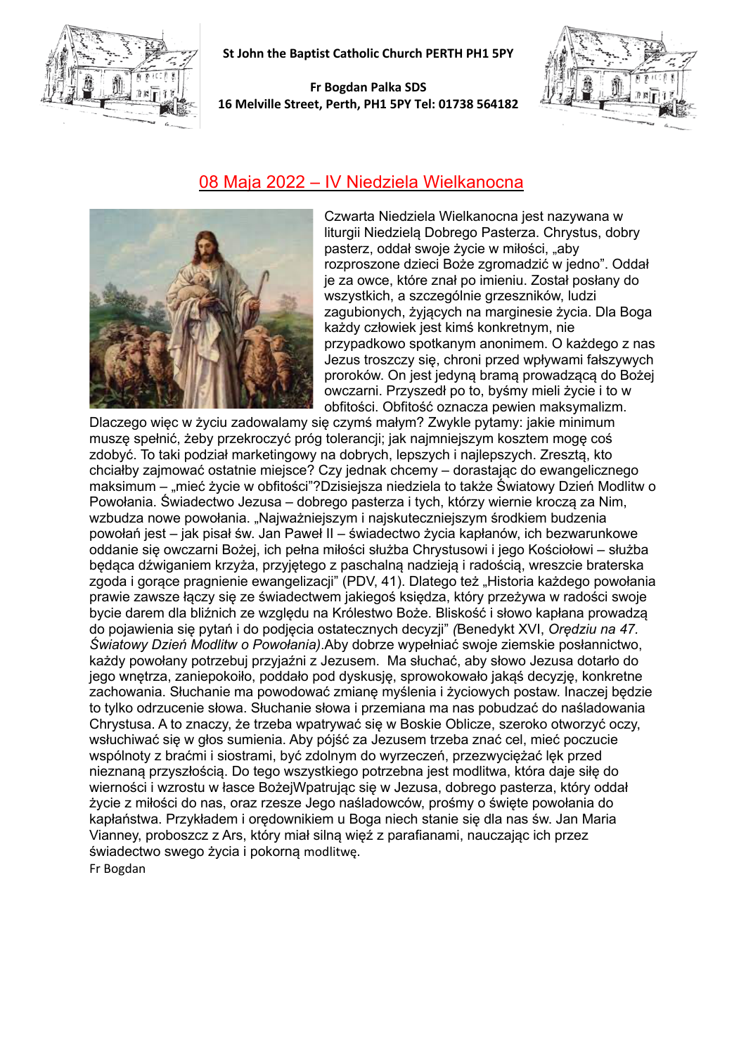St John the Baptist Catholic Church PERTH PH1 5PY

Fr Bogdan Palka SDS
16 Melville Street, Perth, PH1 5PY Tel: 01738 564182

## 08 Maja 2022 – IV Niedziela Wielkanocna

Czwarta Niedziela Wielkanocna jest nazywana w liturgii Niedzielą Dobrego Pasterza. Chrystus, dobry pasterz, oddał swoje życie w miłości, „aby rozproszone dzieci Boże zgromadzić w jedno". Oddał je za owce, które znał po imieniu. Został posłany do wszystkich, a szczególnie grzeszników, ludzi zagubionych, żyjących na marginesie życia. Dla Boga każdy człowiek jest kimś konkretnym, nie przypadkowo spotkanym anonimem. O każdego z nas Jezus troszczy się, chroni przed wpływami fałszywych proroków. On jest jedyną bramą prowadzącą do Bożej owczarni. Przyszedł po to, byśmy mieli życie i to w obfitości. Obfitość oznacza pewien maksymalizm. Dlaczego więc w życiu zadowalamy się czymś małym? Zwykle pytamy: jakie minimum muszę spełnić, żeby przekroczyć próg tolerancji; jak najmniejszym kosztem mogę coś zdobyć. To taki podział marketingowy na dobrych, lepszych i najlepszych. Zresztą, kto chciałby zajmować ostatnie miejsce? Czy jednak chcemy – dorastając do ewangelicznego maksimum – „mieć życie w obfitości"?Dzisiejsza niedziela to także Światowy Dzień Modlitw o Powołania. Świadectwo Jezusa – dobrego pasterza i tych, którzy wiernie kroczą za Nim, wzbudza nowe powołania. „Najważniejszym i najskuteczniejszym środkiem budzenia powołań jest – jak pisał św. Jan Paweł II – świadectwo życia kapłanów, ich bezwarunkowe oddanie się owczarni Bożej, ich pełna miłości służba Chrystusowi i jego Kościołowi – służba będąca dźwiganiem krzyża, przyjętego z paschalną nadzieją i radością, wreszcie braterska zgoda i gorące pragnienie ewangelizacji" (PDV, 41). Dlatego też „Historia każdego powołania prawie zawsze łączy się ze świadectwem jakiegoś księdza, który przeżywa w radości swoje bycie darem dla bliźnich ze względu na Królestwo Boże. Bliskość i słowo kapłana prowadzą do pojawienia się pytań i do podjęcia ostatecznych decyzji" *(*Benedykt XVI, *Orędziu na 47. Światowy Dzień Modlitw o Powołania)*.Aby dobrze wypełniać swoje ziemskie posłannictwo, każdy powołany potrzebuj przyjaźni z Jezusem. Ma słuchać, aby słowo Jezusa dotarło do jego wnętrza, zaniepokoiło, poddało pod dyskusję, sprowokowało jakąś decyzję, konkretne zachowania. Słuchanie ma powodować zmianę myślenia i życiowych postaw. Inaczej będzie to tylko odrzucenie słowa. Słuchanie słowa i przemiana ma nas pobudzać do naśladowania Chrystusa. A to znaczy, że trzeba wpatrywać się w Boskie Oblicze, szeroko otworzyć oczy, wsłuchiwać się w głos sumienia. Aby pójść za Jezusem trzeba znać cel, mieć poczucie wspólnoty z braćmi i siostrami, być zdolnym do wyrzeczeń, przezwyciężać lęk przed nieznaną przyszłością. Do tego wszystkiego potrzebna jest modlitwa, która daje siłę do wierności i wzrostu w łasce BożejWpatrując się w Jezusa, dobrego pasterza, który oddał życie z miłości do nas, oraz rzesze Jego naśladowców, prośmy o święte powołania do kapłaństwa. Przykładem i orędownikiem u Boga niech stanie się dla nas św. Jan Maria Vianney, proboszcz z Ars, który miał silną więź z parafianami, nauczając ich przez świadectwo swego życia i pokorną modlitwę.

Fr Bogdan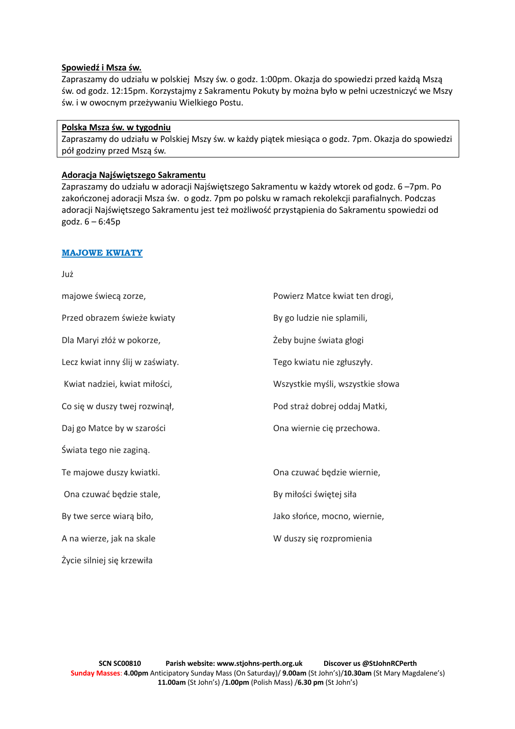**Spowiedź i Msza św.**

Zapraszamy do udziału w polskiej Mszy św. o godz. 1:00pm. Okazja do spowiedzi przed każdą Mszą św. od godz. 12:15pm. Korzystajmy z Sakramentu Pokuty by można było w pełni uczestniczyć we Mszy św. i w owocnym przeżywaniu Wielkiego Postu.

**Polska Msza św. w tygodniu**

Zapraszamy do udziału w Polskiej Mszy św. w każdy piątek miesiąca o godz. 7pm. Okazja do spowiedzi pół godziny przed Mszą św.

**Adoracja Najświętszego Sakramentu**

Zapraszamy do udziału w adoracji Najświętszego Sakramentu w każdy wtorek od godz. 6 –7pm. Po zakończonej adoracji Msza św. o godz. 7pm po polsku w ramach rekolekcji parafialnych. Podczas adoracji Najświętszego Sakramentu jest też możliwość przystąpienia do Sakramentu spowiedzi od godz. 6 – 6:45p

**MAJOWE KWIATY**

Już

majowe świecą zorze,

Przed obrazem świeże kwiaty

Dla Maryi złóż w pokorze,

Lecz kwiat inny ślij w zaświaty.

Kwiat nadziei, kwiat miłości,

Co się w duszy twej rozwinął,

Daj go Matce by w szarości

Świata tego nie zaginą.

Te majowe duszy kwiatki.

Ona czuwać będzie stale,

By twe serce wiarą biło,

A na wierze, jak na skale

Życie silniej się krzewiła

Powierz Matce kwiat ten drogi,

By go ludzie nie splamili,

Żeby bujne świata głogi

Tego kwiatu nie zgłuszyły.

Wszystkie myśli, wszystkie słowa

Pod straż dobrej oddaj Matki,

Ona wiernie cię przechowa.

Ona czuwać będzie wiernie,

By miłości świętej siła

Jako słońce, mocno, wiernie,

W duszy się rozpromienia

**SCN SC00810** **Parish website: www.stjohns-perth.org.uk** **Discover us @StJohnRCPerth**

Sunday Masses: **4.00pm** Anticipatory Sunday Mass (On Saturday)/ **9.00am** (St John's)/**10.30am** (St Mary Magdalene's) **11.00am** (St John's) /**1.00pm** (Polish Mass) /**6.30 pm** (St John's)